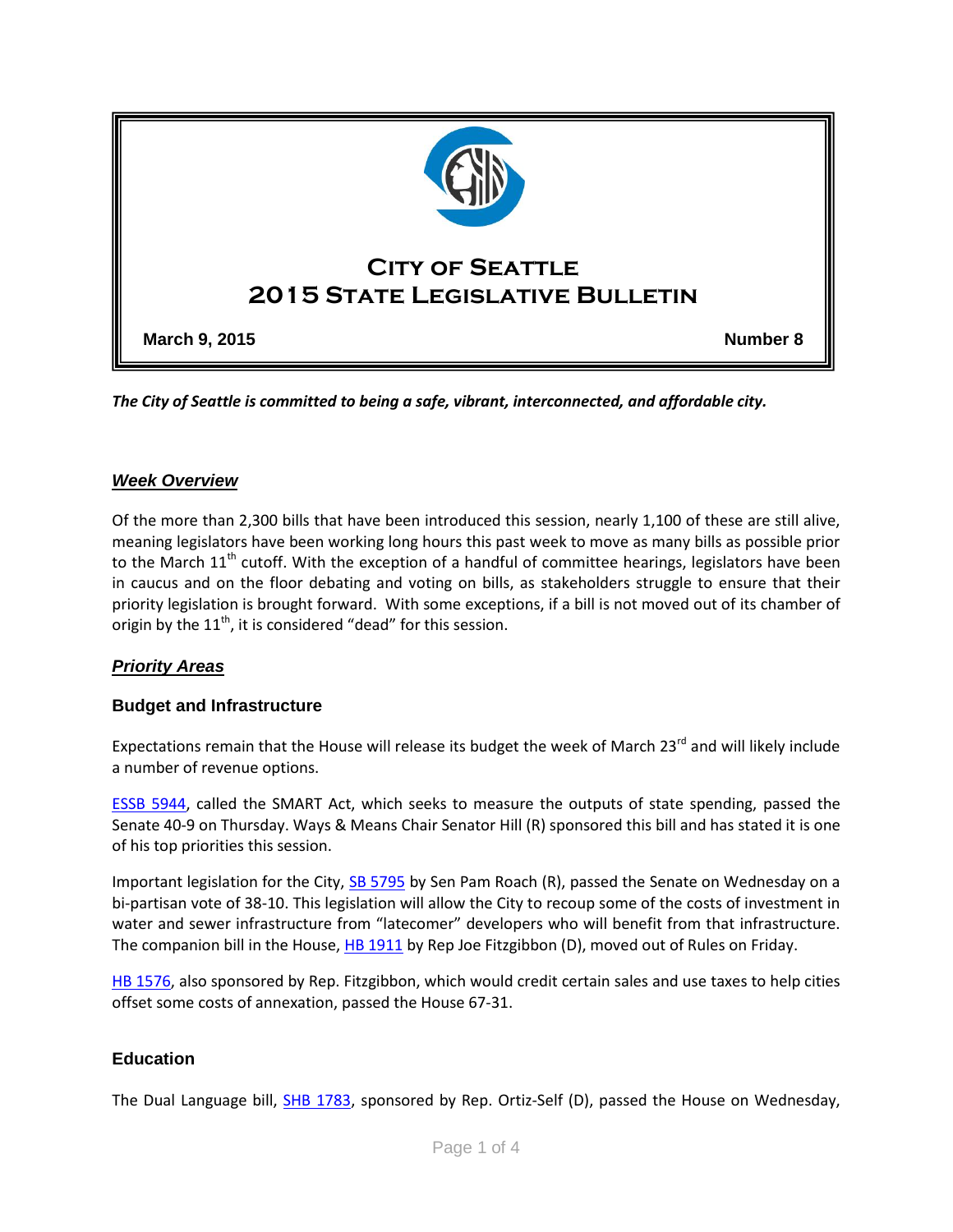# City of Seattle
# 2015 State Legislative Bulletin

**March 9, 2015** **Number 8**

***The City of Seattle is committed to being a safe, vibrant, interconnected, and affordable city.***

## *Week Overview*

Of the more than 2,300 bills that have been introduced this session, nearly 1,100 of these are still alive, meaning legislators have been working long hours this past week to move as many bills as possible prior to the March 11th cutoff. With the exception of a handful of committee hearings, legislators have been in caucus and on the floor debating and voting on bills, as stakeholders struggle to ensure that their priority legislation is brought forward. With some exceptions, if a bill is not moved out of its chamber of origin by the 11th, it is considered "dead" for this session.

## *Priority Areas*

### Budget and Infrastructure

Expectations remain that the House will release its budget the week of March 23rd and will likely include a number of revenue options.

ESSB 5944, called the SMART Act, which seeks to measure the outputs of state spending, passed the Senate 40-9 on Thursday. Ways & Means Chair Senator Hill (R) sponsored this bill and has stated it is one of his top priorities this session.

Important legislation for the City, SB 5795 by Sen Pam Roach (R), passed the Senate on Wednesday on a bi-partisan vote of 38-10. This legislation will allow the City to recoup some of the costs of investment in water and sewer infrastructure from "latecomer" developers who will benefit from that infrastructure. The companion bill in the House, HB 1911 by Rep Joe Fitzgibbon (D), moved out of Rules on Friday.

HB 1576, also sponsored by Rep. Fitzgibbon, which would credit certain sales and use taxes to help cities offset some costs of annexation, passed the House 67-31.

### Education

The Dual Language bill, SHB 1783, sponsored by Rep. Ortiz-Self (D), passed the House on Wednesday,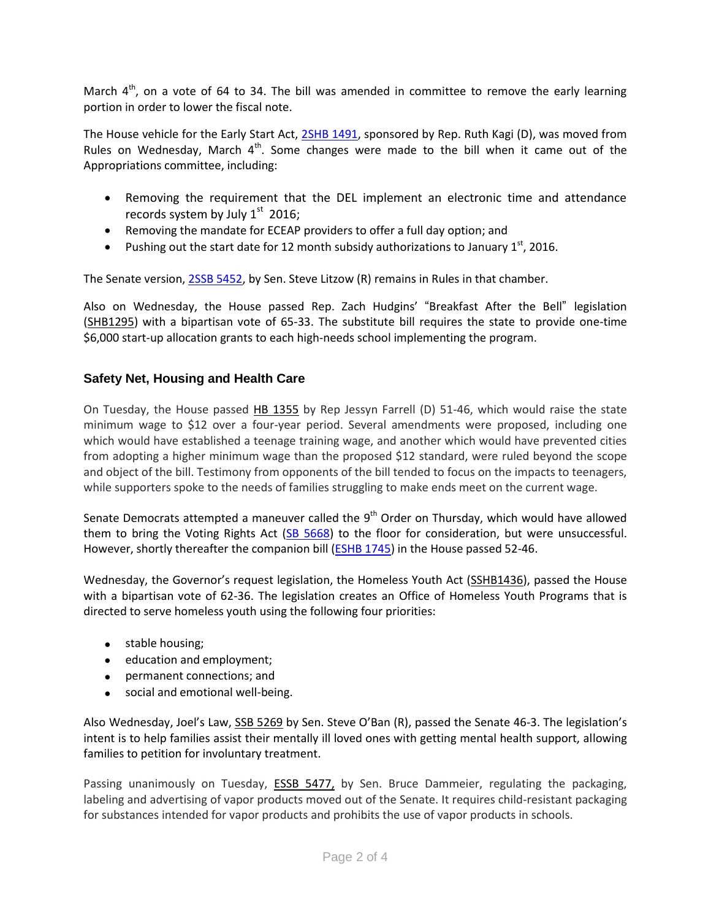March 4th, on a vote of 64 to 34. The bill was amended in committee to remove the early learning portion in order to lower the fiscal note.

The House vehicle for the Early Start Act, 2SHB 1491, sponsored by Rep. Ruth Kagi (D), was moved from Rules on Wednesday, March 4th. Some changes were made to the bill when it came out of the Appropriations committee, including:

- Removing the requirement that the DEL implement an electronic time and attendance records system by July 1st 2016;
- Removing the mandate for ECEAP providers to offer a full day option; and
- Pushing out the start date for 12 month subsidy authorizations to January 1st, 2016.

The Senate version, 2SSB 5452, by Sen. Steve Litzow (R) remains in Rules in that chamber.

Also on Wednesday, the House passed Rep. Zach Hudgins' "Breakfast After the Bell" legislation (SHB1295) with a bipartisan vote of 65-33. The substitute bill requires the state to provide one-time $6,000 start-up allocation grants to each high-needs school implementing the program.

### Safety Net, Housing and Health Care

On Tuesday, the House passed HB 1355 by Rep Jessyn Farrell (D) 51-46, which would raise the state minimum wage to $12 over a four-year period. Several amendments were proposed, including one which would have established a teenage training wage, and another which would have prevented cities from adopting a higher minimum wage than the proposed $12 standard, were ruled beyond the scope and object of the bill. Testimony from opponents of the bill tended to focus on the impacts to teenagers, while supporters spoke to the needs of families struggling to make ends meet on the current wage.

Senate Democrats attempted a maneuver called the 9th Order on Thursday, which would have allowed them to bring the Voting Rights Act (SB 5668) to the floor for consideration, but were unsuccessful. However, shortly thereafter the companion bill (ESHB 1745) in the House passed 52-46.

Wednesday, the Governor's request legislation, the Homeless Youth Act (SSHB1436), passed the House with a bipartisan vote of 62-36. The legislation creates an Office of Homeless Youth Programs that is directed to serve homeless youth using the following four priorities:

- stable housing;
- education and employment;
- permanent connections; and
- social and emotional well-being.

Also Wednesday, Joel's Law, SSB 5269 by Sen. Steve O'Ban (R), passed the Senate 46-3. The legislation's intent is to help families assist their mentally ill loved ones with getting mental health support, allowing families to petition for involuntary treatment.

Passing unanimously on Tuesday, ESSB 5477, by Sen. Bruce Dammeier, regulating the packaging, labeling and advertising of vapor products moved out of the Senate. It requires child-resistant packaging for substances intended for vapor products and prohibits the use of vapor products in schools.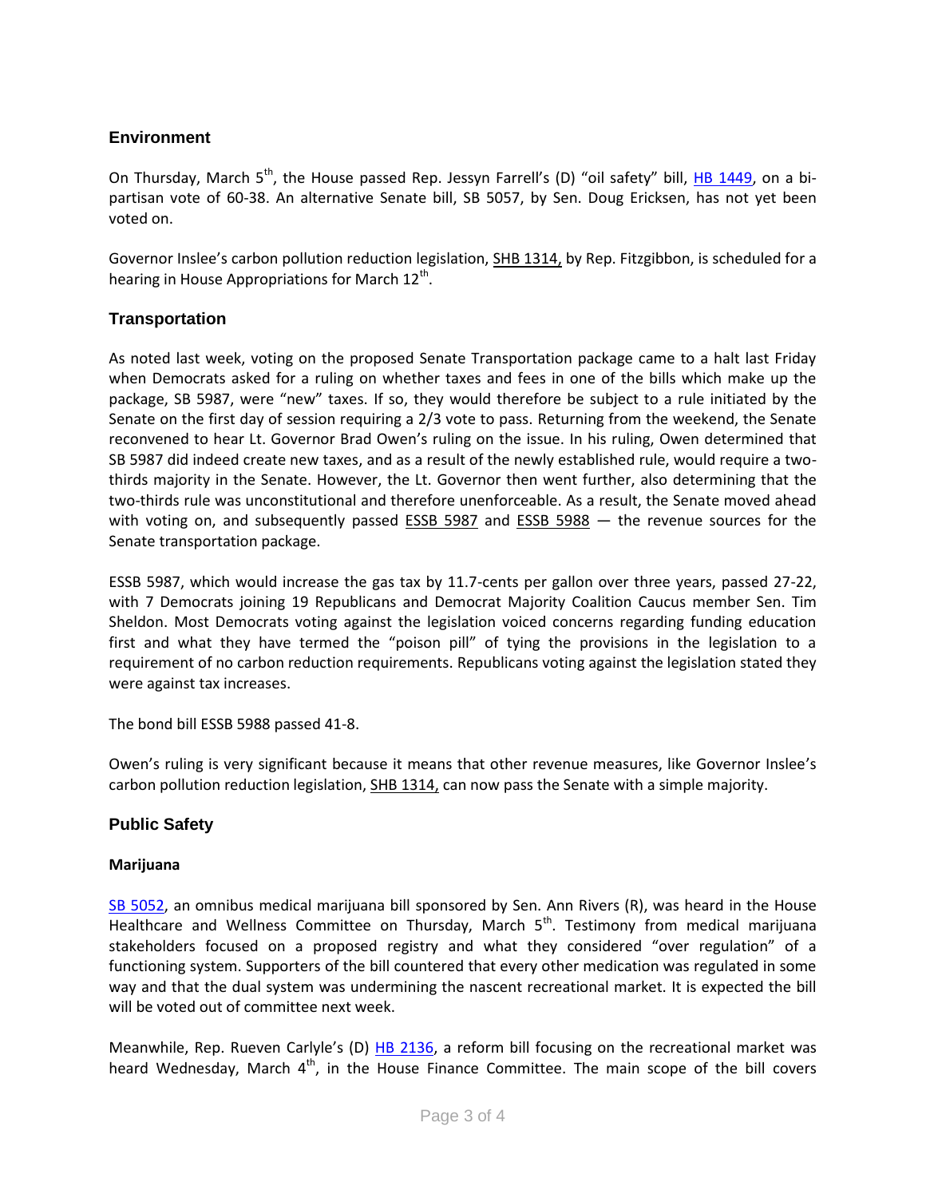## Environment

On Thursday, March 5th, the House passed Rep. Jessyn Farrell's (D) "oil safety" bill, HB 1449, on a bi-partisan vote of 60-38. An alternative Senate bill, SB 5057, by Sen. Doug Ericksen, has not yet been voted on.

Governor Inslee's carbon pollution reduction legislation, SHB 1314, by Rep. Fitzgibbon, is scheduled for a hearing in House Appropriations for March 12th.

## Transportation

As noted last week, voting on the proposed Senate Transportation package came to a halt last Friday when Democrats asked for a ruling on whether taxes and fees in one of the bills which make up the package, SB 5987, were "new" taxes. If so, they would therefore be subject to a rule initiated by the Senate on the first day of session requiring a 2/3 vote to pass. Returning from the weekend, the Senate reconvened to hear Lt. Governor Brad Owen's ruling on the issue. In his ruling, Owen determined that SB 5987 did indeed create new taxes, and as a result of the newly established rule, would require a two-thirds majority in the Senate. However, the Lt. Governor then went further, also determining that the two-thirds rule was unconstitutional and therefore unenforceable. As a result, the Senate moved ahead with voting on, and subsequently passed ESSB 5987 and ESSB 5988 — the revenue sources for the Senate transportation package.

ESSB 5987, which would increase the gas tax by 11.7-cents per gallon over three years, passed 27-22, with 7 Democrats joining 19 Republicans and Democrat Majority Coalition Caucus member Sen. Tim Sheldon. Most Democrats voting against the legislation voiced concerns regarding funding education first and what they have termed the "poison pill" of tying the provisions in the legislation to a requirement of no carbon reduction requirements. Republicans voting against the legislation stated they were against tax increases.

The bond bill ESSB 5988 passed 41-8.

Owen's ruling is very significant because it means that other revenue measures, like Governor Inslee's carbon pollution reduction legislation, SHB 1314, can now pass the Senate with a simple majority.

## Public Safety

### Marijuana

SB 5052, an omnibus medical marijuana bill sponsored by Sen. Ann Rivers (R), was heard in the House Healthcare and Wellness Committee on Thursday, March 5th. Testimony from medical marijuana stakeholders focused on a proposed registry and what they considered "over regulation" of a functioning system. Supporters of the bill countered that every other medication was regulated in some way and that the dual system was undermining the nascent recreational market. It is expected the bill will be voted out of committee next week.

Meanwhile, Rep. Rueven Carlyle's (D) HB 2136, a reform bill focusing on the recreational market was heard Wednesday, March 4th, in the House Finance Committee. The main scope of the bill covers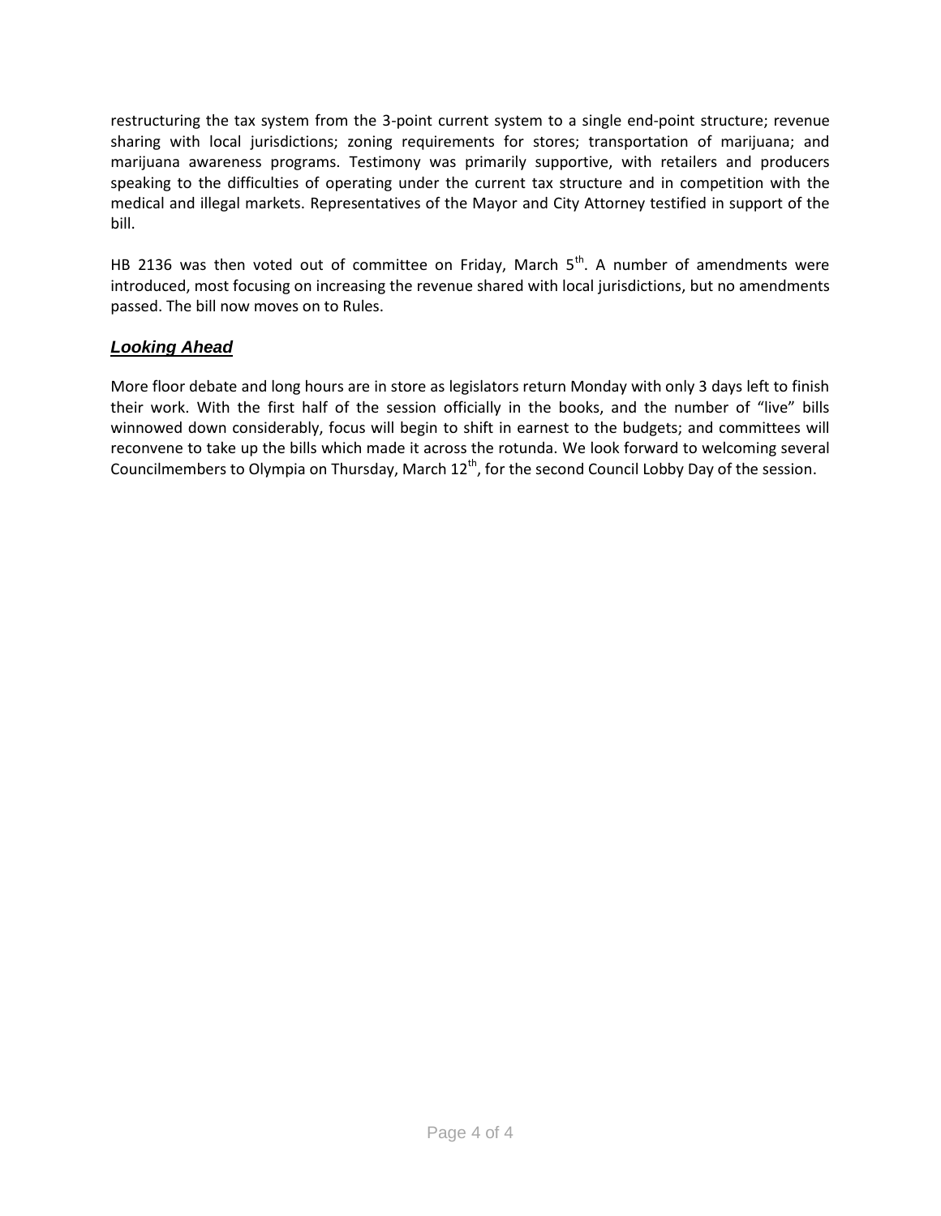restructuring the tax system from the 3-point current system to a single end-point structure; revenue sharing with local jurisdictions; zoning requirements for stores; transportation of marijuana; and marijuana awareness programs. Testimony was primarily supportive, with retailers and producers speaking to the difficulties of operating under the current tax structure and in competition with the medical and illegal markets. Representatives of the Mayor and City Attorney testified in support of the bill.

HB 2136 was then voted out of committee on Friday, March 5th. A number of amendments were introduced, most focusing on increasing the revenue shared with local jurisdictions, but no amendments passed. The bill now moves on to Rules.

## ***Looking Ahead***

More floor debate and long hours are in store as legislators return Monday with only 3 days left to finish their work. With the first half of the session officially in the books, and the number of "live" bills winnowed down considerably, focus will begin to shift in earnest to the budgets; and committees will reconvene to take up the bills which made it across the rotunda. We look forward to welcoming several Councilmembers to Olympia on Thursday, March 12th, for the second Council Lobby Day of the session.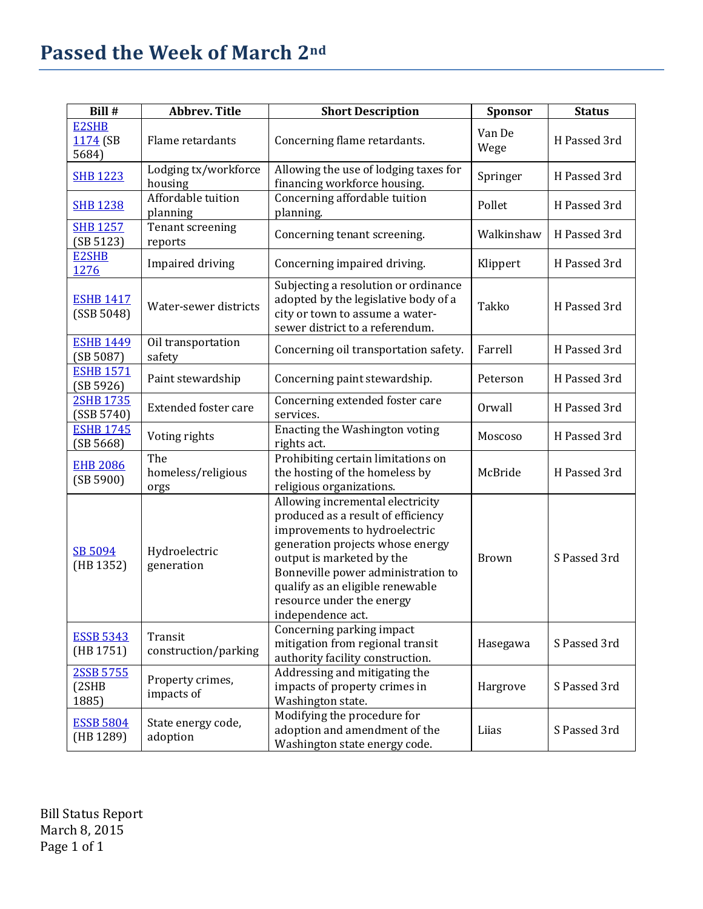# Passed the Week of March 2nd

| Bill # | Abbrev. Title | Short Description | Sponsor | Status |
|---|---|---|---|---|
| E2SHB 1174 (SB 5684) | Flame retardants | Concerning flame retardants. | Van De Wege | H Passed 3rd |
| SHB 1223 | Lodging tx/workforce housing | Allowing the use of lodging taxes for financing workforce housing. | Springer | H Passed 3rd |
| SHB 1238 | Affordable tuition planning | Concerning affordable tuition planning. | Pollet | H Passed 3rd |
| SHB 1257 (SB 5123) | Tenant screening reports | Concerning tenant screening. | Walkinshaw | H Passed 3rd |
| E2SHB 1276 | Impaired driving | Concerning impaired driving. | Klippert | H Passed 3rd |
| ESHB 1417 (SSB 5048) | Water-sewer districts | Subjecting a resolution or ordinance adopted by the legislative body of a city or town to assume a water-sewer district to a referendum. | Takko | H Passed 3rd |
| ESHB 1449 (SB 5087) | Oil transportation safety | Concerning oil transportation safety. | Farrell | H Passed 3rd |
| ESHB 1571 (SB 5926) | Paint stewardship | Concerning paint stewardship. | Peterson | H Passed 3rd |
| 2SHB 1735 (SSB 5740) | Extended foster care | Concerning extended foster care services. | Orwall | H Passed 3rd |
| ESHB 1745 (SB 5668) | Voting rights | Enacting the Washington voting rights act. | Moscoso | H Passed 3rd |
| EHB 2086 (SB 5900) | The homeless/religious orgs | Prohibiting certain limitations on the hosting of the homeless by religious organizations. | McBride | H Passed 3rd |
| SB 5094 (HB 1352) | Hydroelectric generation | Allowing incremental electricity produced as a result of efficiency improvements to hydroelectric generation projects whose energy output is marketed by the Bonneville power administration to qualify as an eligible renewable resource under the energy independence act. | Brown | S Passed 3rd |
| ESSB 5343 (HB 1751) | Transit construction/parking | Concerning parking impact mitigation from regional transit authority facility construction. | Hasegawa | S Passed 3rd |
| 2SSB 5755 (2SHB 1885) | Property crimes, impacts of | Addressing and mitigating the impacts of property crimes in Washington state. | Hargrove | S Passed 3rd |
| ESSB 5804 (HB 1289) | State energy code, adoption | Modifying the procedure for adoption and amendment of the Washington state energy code. | Liias | S Passed 3rd |